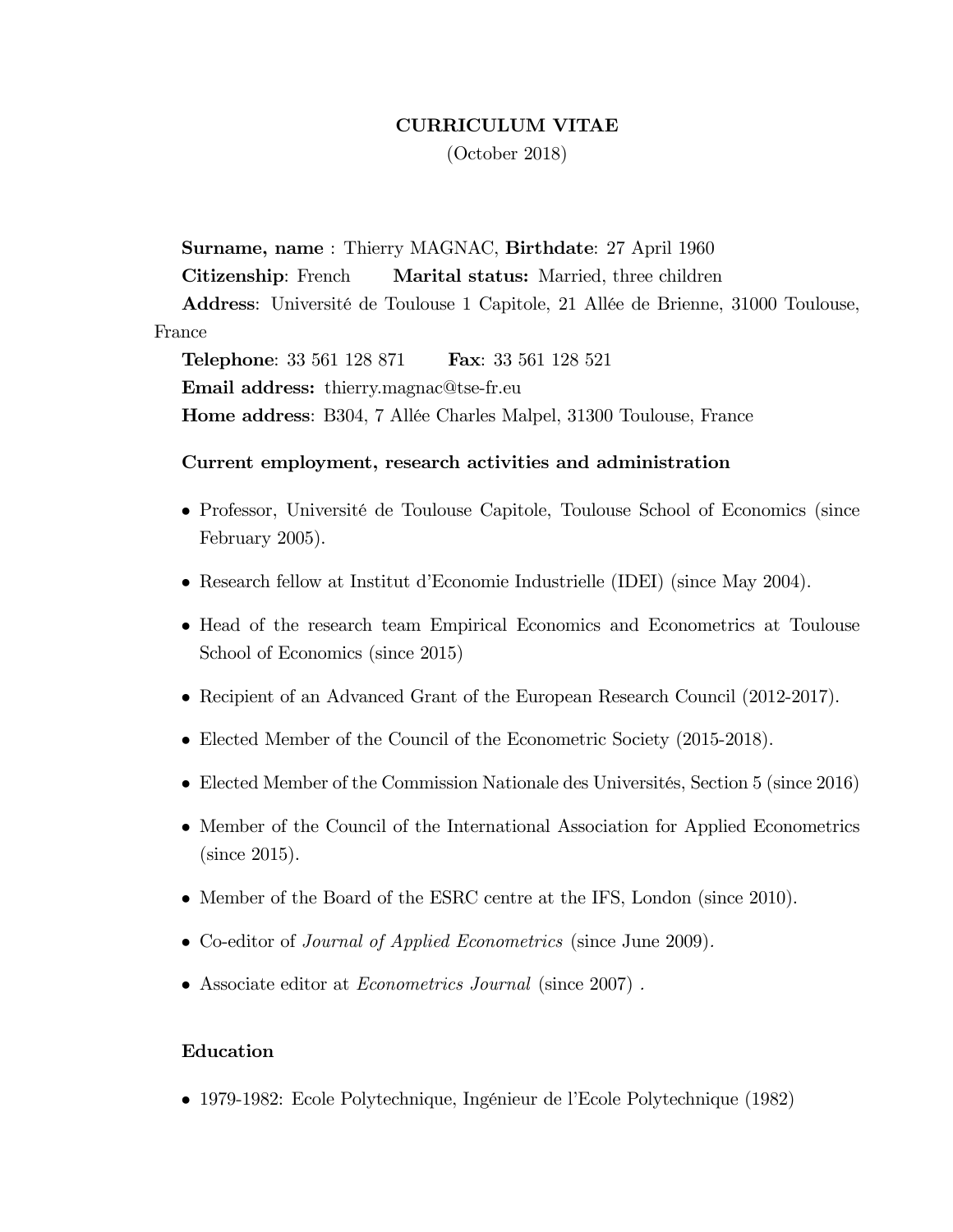# CURRICULUM VITAE

(October 2018)

**Surname, name** : Thierry MAGNAC, **Birthdate**: 27 April 1960

**Citizenship**: French **Marital status:** Married, three children

**Address**: Université de Toulouse 1 Capitole, 21 Allée de Brienne, 31000 Toulouse, France

**Telephone**: 33 561 128 871 **Fax**: 33 561 128 521

**Email address:** thierry.magnac@tse-fr.eu

**Home address**: B304, 7 Allée Charles Malpel, 31300 Toulouse, France

## Current employment, research activities and administration

- Professor, Université de Toulouse Capitole, Toulouse School of Economics (since February 2005).
- Research fellow at Institut d'Economie Industrielle (IDEI) (since May 2004).
- Head of the research team Empirical Economics and Econometrics at Toulouse School of Economics (since 2015)
- Recipient of an Advanced Grant of the European Research Council (2012-2017).
- Elected Member of the Council of the Econometric Society (2015-2018).
- Elected Member of the Commission Nationale des Universités, Section 5 (since 2016)
- Member of the Council of the International Association for Applied Econometrics (since 2015).
- Member of the Board of the ESRC centre at the IFS, London (since 2010).
- Co-editor of *Journal of Applied Econometrics* (since June 2009).
- Associate editor at *Econometrics Journal* (since 2007) .

## Education

- 1979-1982: Ecole Polytechnique, Ingénieur de l'Ecole Polytechnique (1982)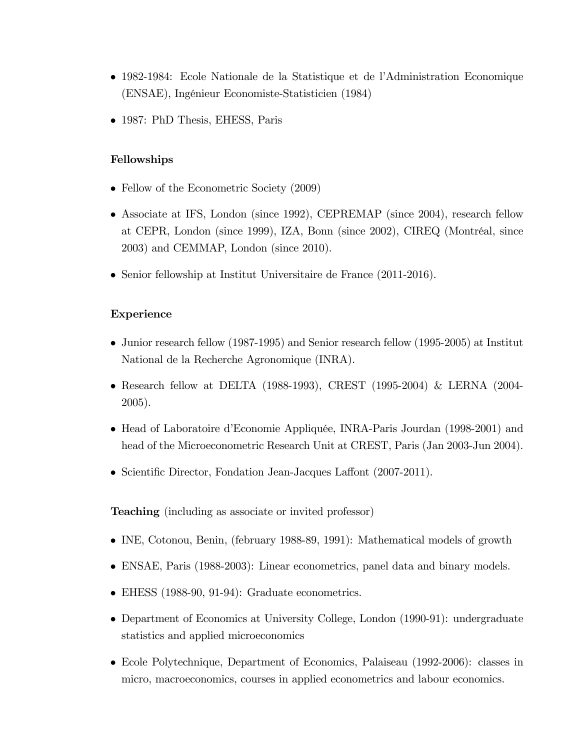- 1982-1984: Ecole Nationale de la Statistique et de l'Administration Economique (ENSAE), Ingénieur Economiste-Statisticien (1984)
- 1987: PhD Thesis, EHESS, Paris

**Fellowships**

- Fellow of the Econometric Society (2009)
- Associate at IFS, London (since 1992), CEPREMAP (since 2004), research fellow at CEPR, London (since 1999), IZA, Bonn (since 2002), CIREQ (Montréal, since 2003) and CEMMAP, London (since 2010).
- Senior fellowship at Institut Universitaire de France (2011-2016).

**Experience**

- Junior research fellow (1987-1995) and Senior research fellow (1995-2005) at Institut National de la Recherche Agronomique (INRA).
- Research fellow at DELTA (1988-1993), CREST (1995-2004) & LERNA (2004-2005).
- Head of Laboratoire d'Economie Appliquée, INRA-Paris Jourdan (1998-2001) and head of the Microeconometric Research Unit at CREST, Paris (Jan 2003-Jun 2004).
- Scientific Director, Fondation Jean-Jacques Laffont (2007-2011).

**Teaching** (including as associate or invited professor)

- INE, Cotonou, Benin, (february 1988-89, 1991): Mathematical models of growth
- ENSAE, Paris (1988-2003): Linear econometrics, panel data and binary models.
- EHESS (1988-90, 91-94): Graduate econometrics.
- Department of Economics at University College, London (1990-91): undergraduate statistics and applied microeconomics
- Ecole Polytechnique, Department of Economics, Palaiseau (1992-2006): classes in micro, macroeconomics, courses in applied econometrics and labour economics.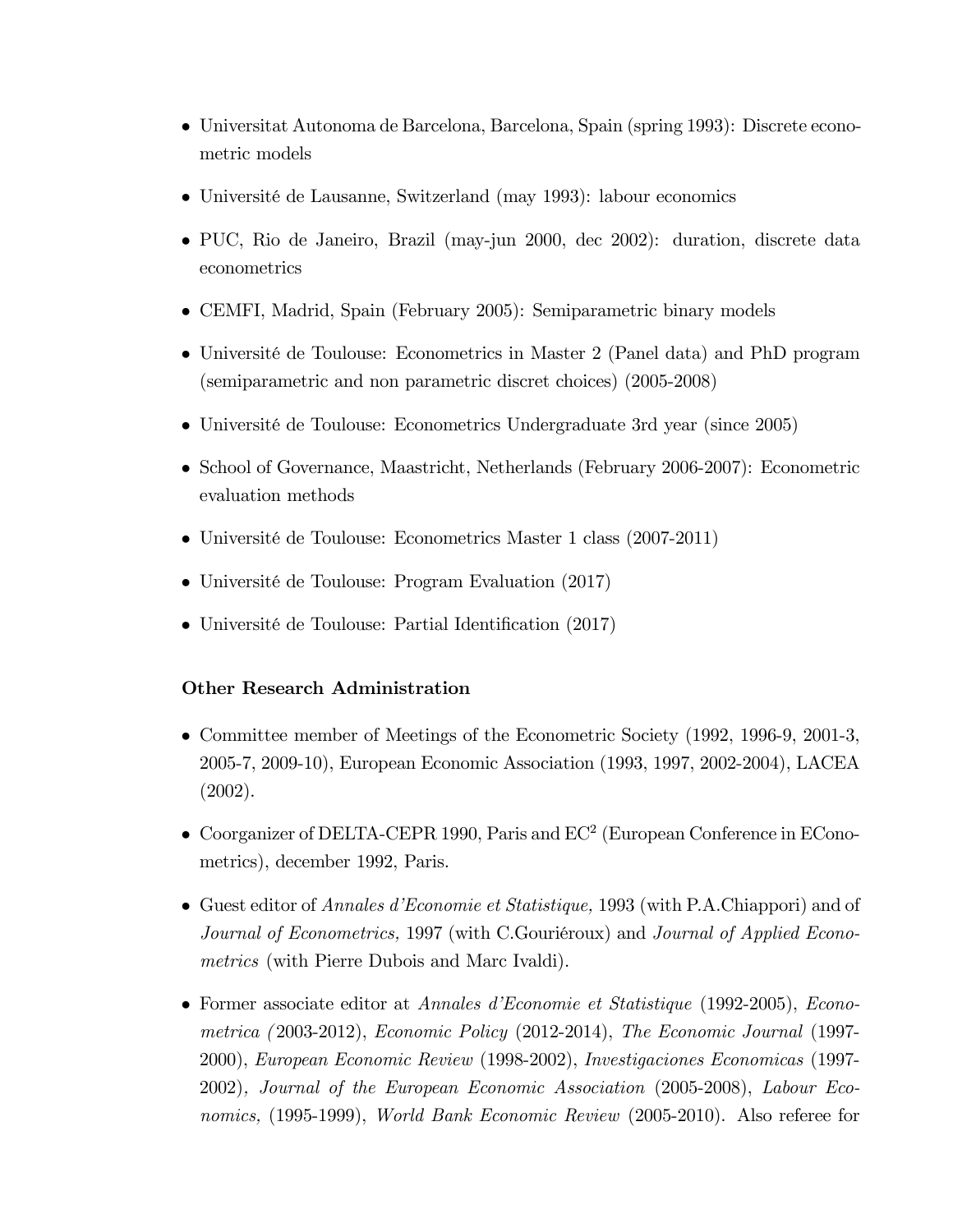- Universitat Autonoma de Barcelona, Barcelona, Spain (spring 1993): Discrete econometric models
- Université de Lausanne, Switzerland (may 1993): labour economics
- PUC, Rio de Janeiro, Brazil (may-jun 2000, dec 2002): duration, discrete data econometrics
- CEMFI, Madrid, Spain (February 2005): Semiparametric binary models
- Université de Toulouse: Econometrics in Master 2 (Panel data) and PhD program (semiparametric and non parametric discret choices) (2005-2008)
- Université de Toulouse: Econometrics Undergraduate 3rd year (since 2005)
- School of Governance, Maastricht, Netherlands (February 2006-2007): Econometric evaluation methods
- Université de Toulouse: Econometrics Master 1 class (2007-2011)
- Université de Toulouse: Program Evaluation (2017)
- Université de Toulouse: Partial Identification (2017)

**Other Research Administration**

- Committee member of Meetings of the Econometric Society (1992, 1996-9, 2001-3, 2005-7, 2009-10), European Economic Association (1993, 1997, 2002-2004), LACEA (2002).
- Coorganizer of DELTA-CEPR 1990, Paris and EC$^2$ (European Conference in EConometrics), december 1992, Paris.
- Guest editor of *Annales d'Economie et Statistique,* 1993 (with P.A.Chiappori) and of *Journal of Econometrics,* 1997 (with C.Gouriéroux) and *Journal of Applied Econometrics* (with Pierre Dubois and Marc Ivaldi).
- Former associate editor at *Annales d'Economie et Statistique* (1992-2005), *Econometrica (*2003-2012), *Economic Policy* (2012-2014), *The Economic Journal* (1997-2000), *European Economic Review* (1998-2002), *Investigaciones Economicas* (1997-2002), *Journal of the European Economic Association* (2005-2008), *Labour Economics,* (1995-1999), *World Bank Economic Review* (2005-2010). Also referee for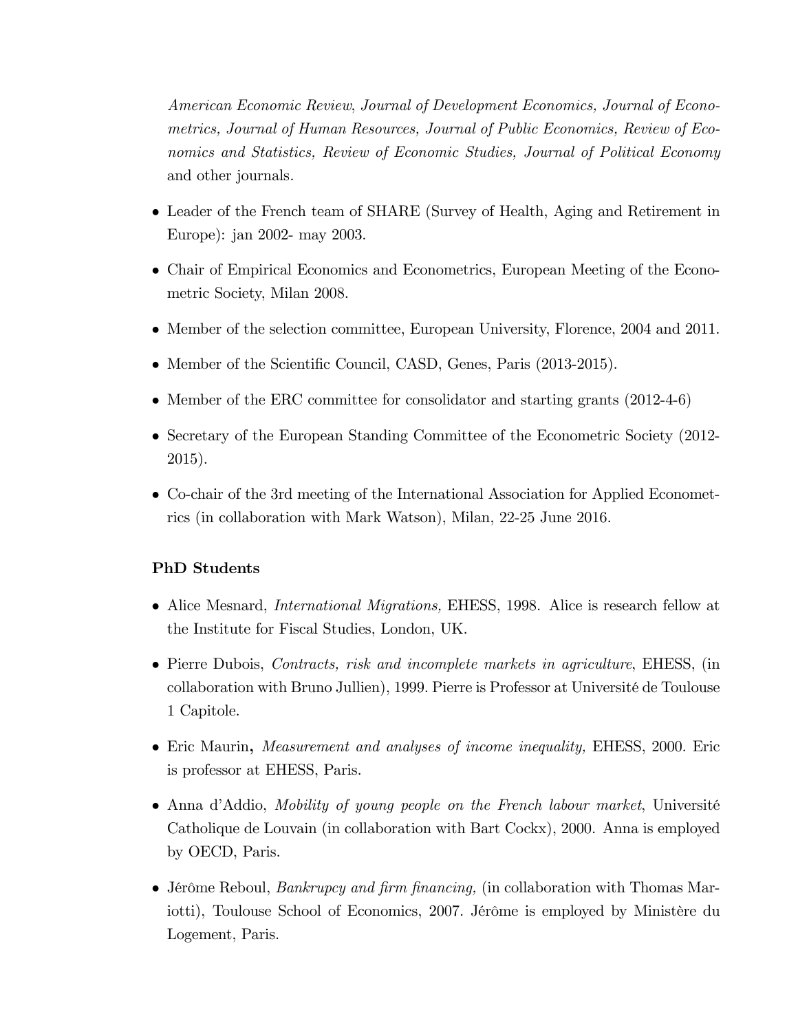*American Economic Review, Journal of Development Economics, Journal of Econometrics, Journal of Human Resources, Journal of Public Economics, Review of Economics and Statistics, Review of Economic Studies, Journal of Political Economy* and other journals.

- Leader of the French team of SHARE (Survey of Health, Aging and Retirement in Europe): jan 2002- may 2003.
- Chair of Empirical Economics and Econometrics, European Meeting of the Econometric Society, Milan 2008.
- Member of the selection committee, European University, Florence, 2004 and 2011.
- Member of the Scientific Council, CASD, Genes, Paris (2013-2015).
- Member of the ERC committee for consolidator and starting grants (2012-4-6)
- Secretary of the European Standing Committee of the Econometric Society (2012-2015).
- Co-chair of the 3rd meeting of the International Association for Applied Econometrics (in collaboration with Mark Watson), Milan, 22-25 June 2016.

**PhD Students**

- Alice Mesnard, *International Migrations,* EHESS, 1998. Alice is research fellow at the Institute for Fiscal Studies, London, UK.
- Pierre Dubois, *Contracts, risk and incomplete markets in agriculture*, EHESS, (in collaboration with Bruno Jullien), 1999. Pierre is Professor at Université de Toulouse 1 Capitole.
- Eric Maurin**,** *Measurement and analyses of income inequality,* EHESS, 2000. Eric is professor at EHESS, Paris.
- Anna d'Addio, *Mobility of young people on the French labour market*, Université Catholique de Louvain (in collaboration with Bart Cockx), 2000. Anna is employed by OECD, Paris.
- Jérôme Reboul, *Bankrupcy and firm financing,* (in collaboration with Thomas Mariotti), Toulouse School of Economics, 2007. Jérôme is employed by Ministère du Logement, Paris.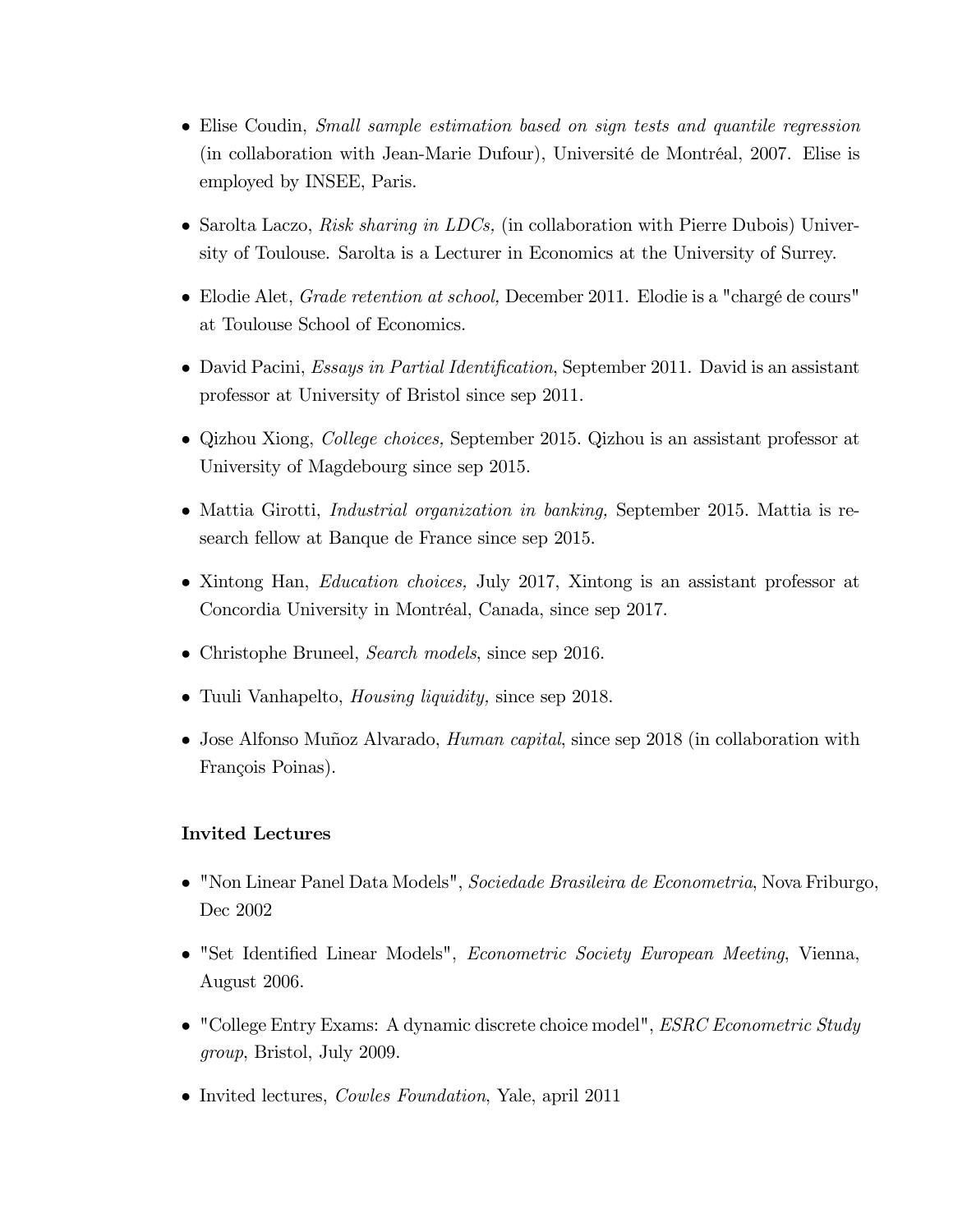- Elise Coudin, *Small sample estimation based on sign tests and quantile regression* (in collaboration with Jean-Marie Dufour), Université de Montréal, 2007. Elise is employed by INSEE, Paris.

- Sarolta Laczo, *Risk sharing in LDCs,* (in collaboration with Pierre Dubois) University of Toulouse. Sarolta is a Lecturer in Economics at the University of Surrey.

- Elodie Alet, *Grade retention at school,* December 2011. Elodie is a "chargé de cours" at Toulouse School of Economics.

- David Pacini, *Essays in Partial Identification*, September 2011. David is an assistant professor at University of Bristol since sep 2011.

- Qizhou Xiong, *College choices,* September 2015. Qizhou is an assistant professor at University of Magdebourg since sep 2015.

- Mattia Girotti, *Industrial organization in banking,* September 2015. Mattia is research fellow at Banque de France since sep 2015.

- Xintong Han, *Education choices,* July 2017, Xintong is an assistant professor at Concordia University in Montréal, Canada, since sep 2017.

- Christophe Bruneel, *Search models*, since sep 2016.

- Tuuli Vanhapelto, *Housing liquidity,* since sep 2018.

- Jose Alfonso Muñoz Alvarado, *Human capital*, since sep 2018 (in collaboration with François Poinas).

**Invited Lectures**

- "Non Linear Panel Data Models", *Sociedade Brasileira de Econometria*, Nova Friburgo, Dec 2002

- "Set Identified Linear Models", *Econometric Society European Meeting*, Vienna, August 2006.

- "College Entry Exams: A dynamic discrete choice model", *ESRC Econometric Study group*, Bristol, July 2009.

- Invited lectures, *Cowles Foundation*, Yale, april 2011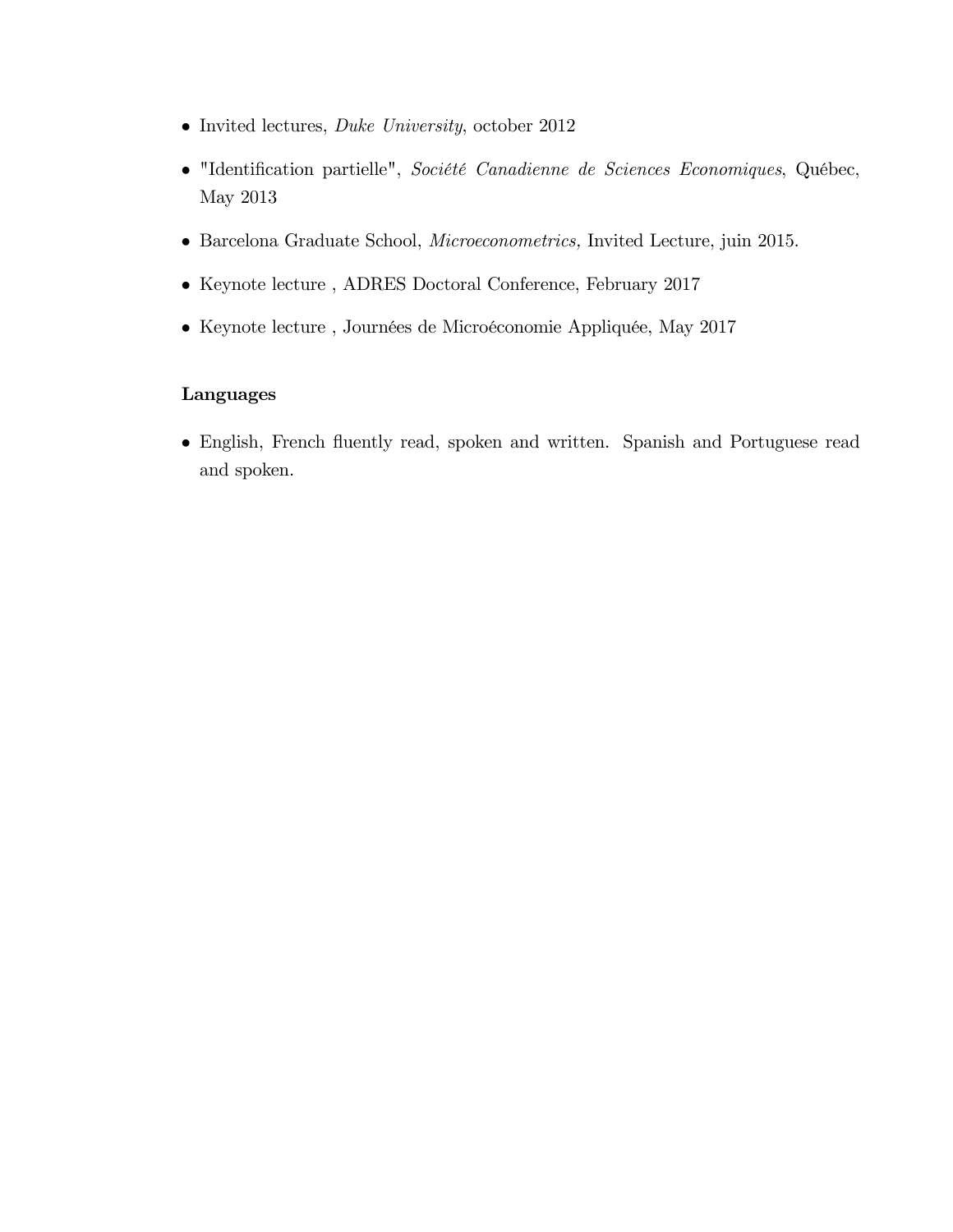- Invited lectures, *Duke University*, october 2012
- "Identification partielle", *Société Canadienne de Sciences Economiques*, Québec, May 2013
- Barcelona Graduate School, *Microeconometrics,* Invited Lecture, juin 2015.
- Keynote lecture , ADRES Doctoral Conference, February 2017
- Keynote lecture , Journées de Microéconomie Appliquée, May 2017

**Languages**

- English, French fluently read, spoken and written. Spanish and Portuguese read and spoken.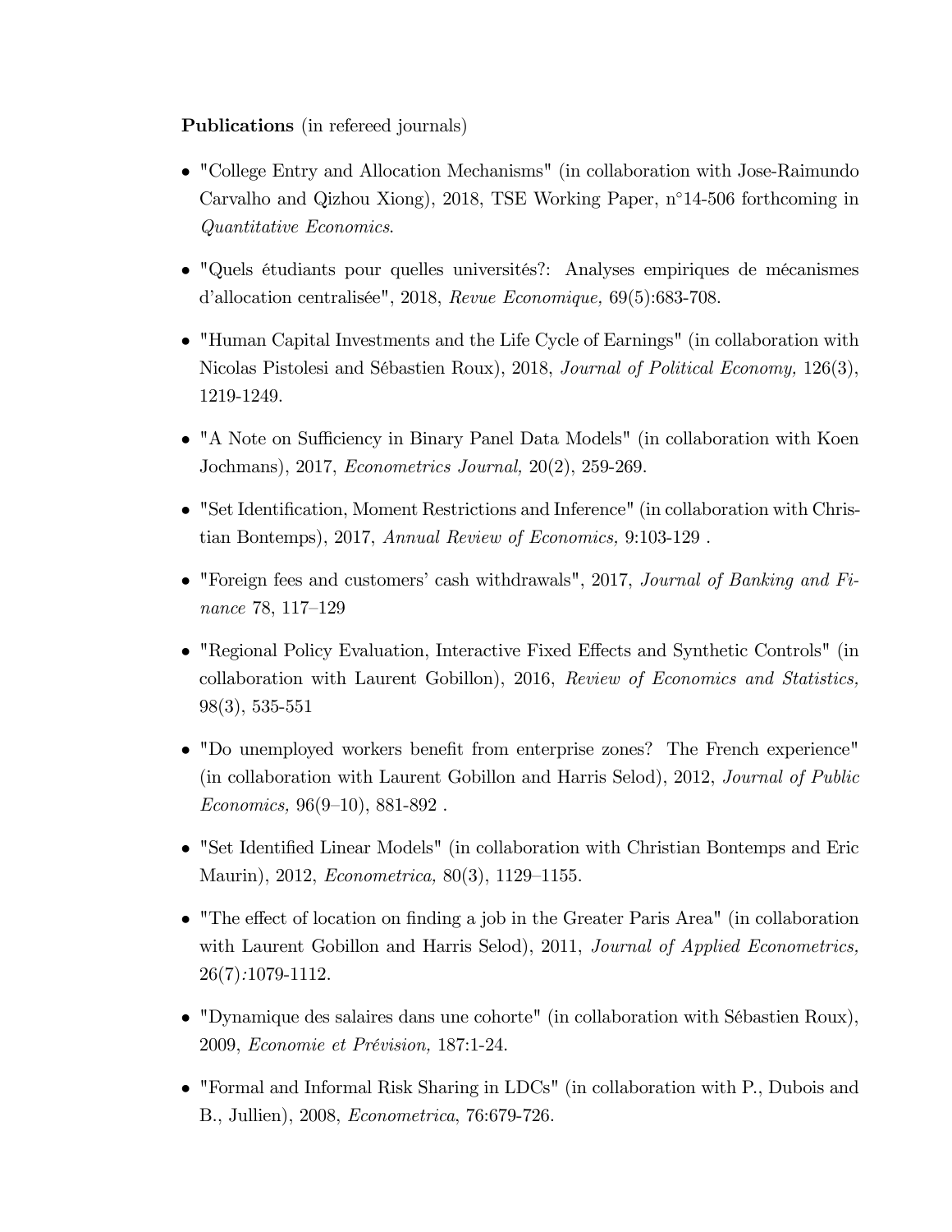**Publications** (in refereed journals)

- "College Entry and Allocation Mechanisms" (in collaboration with Jose-Raimundo Carvalho and Qizhou Xiong), 2018, TSE Working Paper, n°14-506 forthcoming in *Quantitative Economics*.
- "Quels étudiants pour quelles universités?: Analyses empiriques de mécanismes d'allocation centralisée", 2018, *Revue Economique,* 69(5):683-708.
- "Human Capital Investments and the Life Cycle of Earnings" (in collaboration with Nicolas Pistolesi and Sébastien Roux), 2018, *Journal of Political Economy,* 126(3), 1219-1249.
- "A Note on Sufficiency in Binary Panel Data Models" (in collaboration with Koen Jochmans), 2017, *Econometrics Journal,* 20(2), 259-269.
- "Set Identification, Moment Restrictions and Inference" (in collaboration with Christian Bontemps), 2017, *Annual Review of Economics,* 9:103-129 .
- "Foreign fees and customers' cash withdrawals", 2017, *Journal of Banking and Finance* 78, 117–129
- "Regional Policy Evaluation, Interactive Fixed Effects and Synthetic Controls" (in collaboration with Laurent Gobillon), 2016, *Review of Economics and Statistics,* 98(3), 535-551
- "Do unemployed workers benefit from enterprise zones? The French experience" (in collaboration with Laurent Gobillon and Harris Selod), 2012, *Journal of Public Economics,* 96(9–10), 881-892 .
- "Set Identified Linear Models" (in collaboration with Christian Bontemps and Eric Maurin), 2012, *Econometrica,* 80(3), 1129–1155.
- "The effect of location on finding a job in the Greater Paris Area" (in collaboration with Laurent Gobillon and Harris Selod), 2011, *Journal of Applied Econometrics,* 26(7):1079-1112.
- "Dynamique des salaires dans une cohorte" (in collaboration with Sébastien Roux), 2009, *Economie et Prévision,* 187:1-24.
- "Formal and Informal Risk Sharing in LDCs" (in collaboration with P., Dubois and B., Jullien), 2008, *Econometrica*, 76:679-726.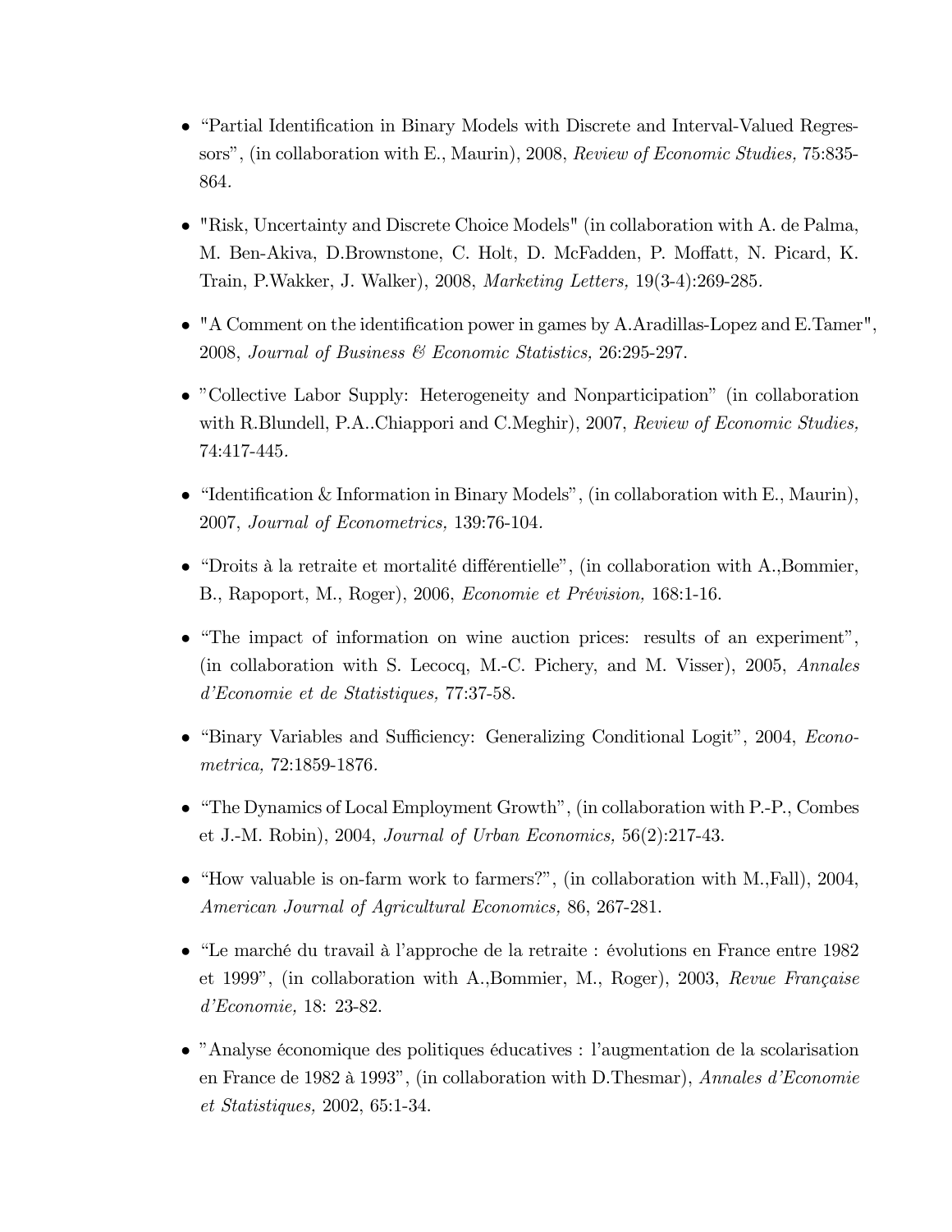- “Partial Identification in Binary Models with Discrete and Interval-Valued Regressors”, (in collaboration with E., Maurin), 2008, *Review of Economic Studies,* 75:835-864.

- "Risk, Uncertainty and Discrete Choice Models" (in collaboration with A. de Palma, M. Ben-Akiva, D.Brownstone, C. Holt, D. McFadden, P. Moffatt, N. Picard, K. Train, P.Wakker, J. Walker), 2008, *Marketing Letters,* 19(3-4):269-285.

- "A Comment on the identification power in games by A.Aradillas-Lopez and E.Tamer", 2008, *Journal of Business & Economic Statistics,* 26:295-297.

- ”Collective Labor Supply: Heterogeneity and Nonparticipation” (in collaboration with R.Blundell, P.A..Chiappori and C.Meghir), 2007, *Review of Economic Studies,* 74:417-445.

- “Identification & Information in Binary Models”, (in collaboration with E., Maurin), 2007, *Journal of Econometrics,* 139:76-104.

- “Droits à la retraite et mortalité différentielle”, (in collaboration with A.,Bommier, B., Rapoport, M., Roger), 2006, *Economie et Prévision,* 168:1-16.

- “The impact of information on wine auction prices: results of an experiment”, (in collaboration with S. Lecocq, M.-C. Pichery, and M. Visser), 2005, *Annales d’Economie et de Statistiques,* 77:37-58.

- “Binary Variables and Sufficiency: Generalizing Conditional Logit”, 2004, *Econometrica,* 72:1859-1876.

- “The Dynamics of Local Employment Growth”, (in collaboration with P.-P., Combes et J.-M. Robin), 2004, *Journal of Urban Economics,* 56(2):217-43.

- “How valuable is on-farm work to farmers?”, (in collaboration with M.,Fall), 2004, *American Journal of Agricultural Economics,* 86, 267-281.

- “Le marché du travail à l’approche de la retraite : évolutions en France entre 1982 et 1999”, (in collaboration with A.,Bommier, M., Roger), 2003, *Revue Française d’Economie,* 18: 23-82.

- ”Analyse économique des politiques éducatives : l’augmentation de la scolarisation en France de 1982 à 1993”, (in collaboration with D.Thesmar), *Annales d’Economie et Statistiques,* 2002, 65:1-34.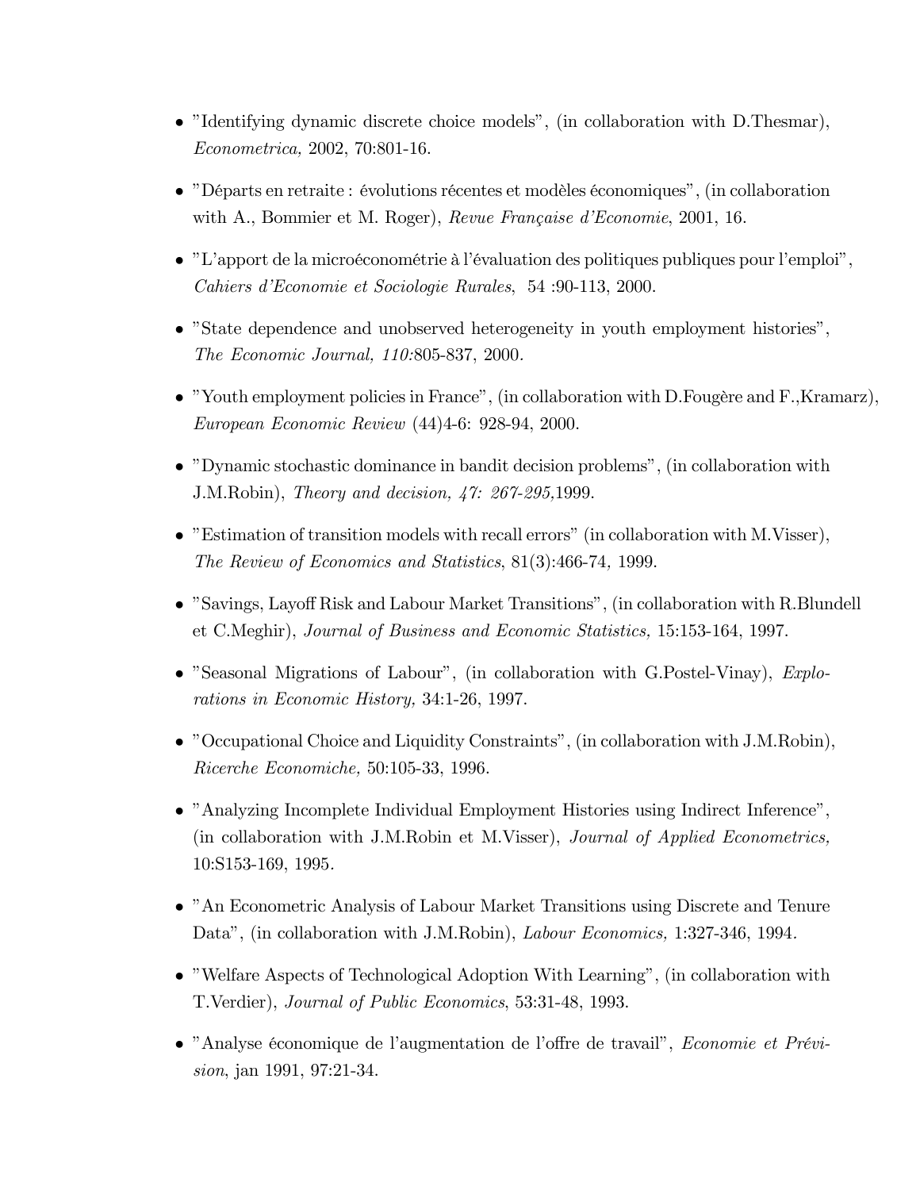- "Identifying dynamic discrete choice models", (in collaboration with D.Thesmar), *Econometrica,* 2002, 70:801-16.

- "Départs en retraite : évolutions récentes et modèles économiques", (in collaboration with A., Bommier et M. Roger), *Revue Française d'Economie*, 2001, 16.

- "L'apport de la microéconométrie à l'évaluation des politiques publiques pour l'emploi", *Cahiers d'Economie et Sociologie Rurales*, 54 :90-113, 2000.

- "State dependence and unobserved heterogeneity in youth employment histories", *The Economic Journal, 110:*805-837, 2000.

- "Youth employment policies in France", (in collaboration with D.Fougère and F.,Kramarz), *European Economic Review* (44)4-6: 928-94, 2000.

- "Dynamic stochastic dominance in bandit decision problems", (in collaboration with J.M.Robin), *Theory and decision, 47: 267-295,*1999.

- "Estimation of transition models with recall errors" (in collaboration with M.Visser), *The Review of Economics and Statistics*, 81(3):466-74, 1999.

- "Savings, Layoff Risk and Labour Market Transitions", (in collaboration with R.Blundell et C.Meghir), *Journal of Business and Economic Statistics,* 15:153-164, 1997.

- "Seasonal Migrations of Labour", (in collaboration with G.Postel-Vinay), *Explorations in Economic History,* 34:1-26, 1997.

- "Occupational Choice and Liquidity Constraints", (in collaboration with J.M.Robin), *Ricerche Economiche,* 50:105-33, 1996.

- "Analyzing Incomplete Individual Employment Histories using Indirect Inference", (in collaboration with J.M.Robin et M.Visser), *Journal of Applied Econometrics,* 10:S153-169, 1995.

- "An Econometric Analysis of Labour Market Transitions using Discrete and Tenure Data", (in collaboration with J.M.Robin), *Labour Economics,* 1:327-346, 1994.

- "Welfare Aspects of Technological Adoption With Learning", (in collaboration with T.Verdier), *Journal of Public Economics*, 53:31-48, 1993.

- "Analyse économique de l'augmentation de l'offre de travail", *Economie et Prévision*, jan 1991, 97:21-34.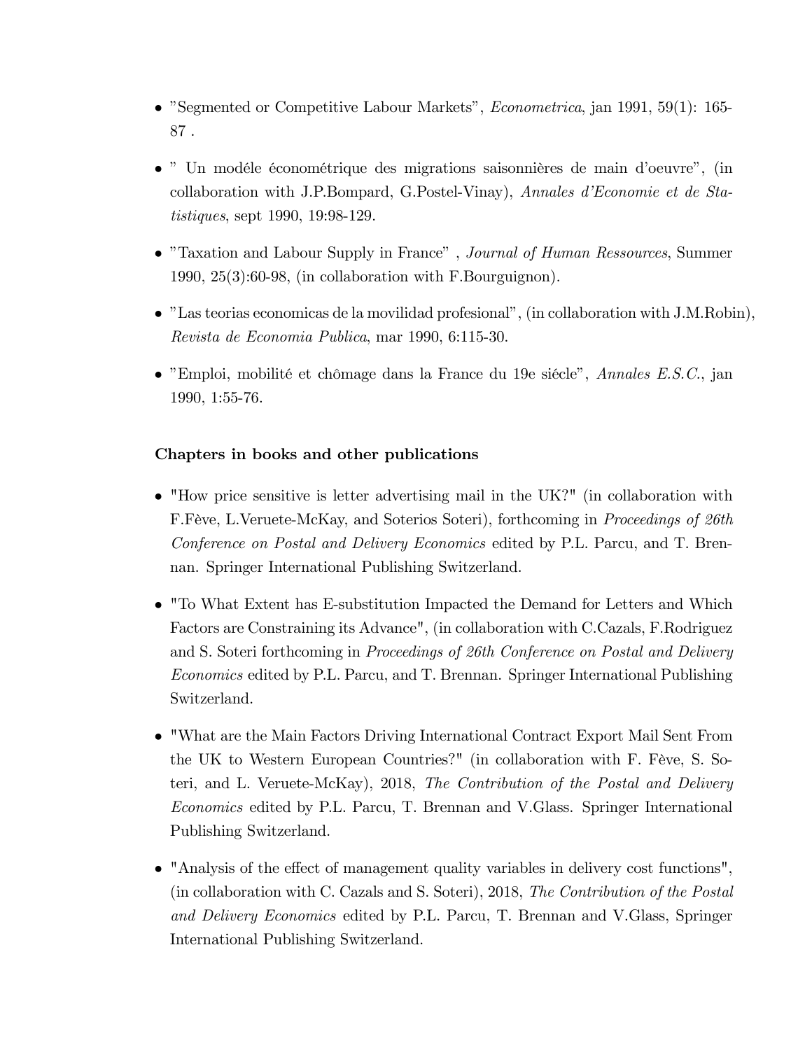- ”Segmented or Competitive Labour Markets”, *Econometrica*, jan 1991, 59(1): 165-87 .

- ” Un modéle économétrique des migrations saisonnières de main d’oeuvre”, (in collaboration with J.P.Bompard, G.Postel-Vinay), *Annales d’Economie et de Statistiques*, sept 1990, 19:98-129.

- ”Taxation and Labour Supply in France” , *Journal of Human Ressources*, Summer 1990, 25(3):60-98, (in collaboration with F.Bourguignon).

- ”Las teorias economicas de la movilidad profesional”, (in collaboration with J.M.Robin), *Revista de Economia Publica*, mar 1990, 6:115-30.

- ”Emploi, mobilité et chômage dans la France du 19e siécle”, *Annales E.S.C.*, jan 1990, 1:55-76.

**Chapters in books and other publications**

- "How price sensitive is letter advertising mail in the UK?" (in collaboration with F.Fève, L.Veruete-McKay, and Soterios Soteri), forthcoming in *Proceedings of 26th Conference on Postal and Delivery Economics* edited by P.L. Parcu, and T. Brennan. Springer International Publishing Switzerland.

- "To What Extent has E-substitution Impacted the Demand for Letters and Which Factors are Constraining its Advance", (in collaboration with C.Cazals, F.Rodriguez and S. Soteri forthcoming in *Proceedings of 26th Conference on Postal and Delivery Economics* edited by P.L. Parcu, and T. Brennan. Springer International Publishing Switzerland.

- "What are the Main Factors Driving International Contract Export Mail Sent From the UK to Western European Countries?" (in collaboration with F. Fève, S. Soteri, and L. Veruete-McKay), 2018, *The Contribution of the Postal and Delivery Economics* edited by P.L. Parcu, T. Brennan and V.Glass. Springer International Publishing Switzerland.

- "Analysis of the effect of management quality variables in delivery cost functions", (in collaboration with C. Cazals and S. Soteri), 2018, *The Contribution of the Postal and Delivery Economics* edited by P.L. Parcu, T. Brennan and V.Glass, Springer International Publishing Switzerland.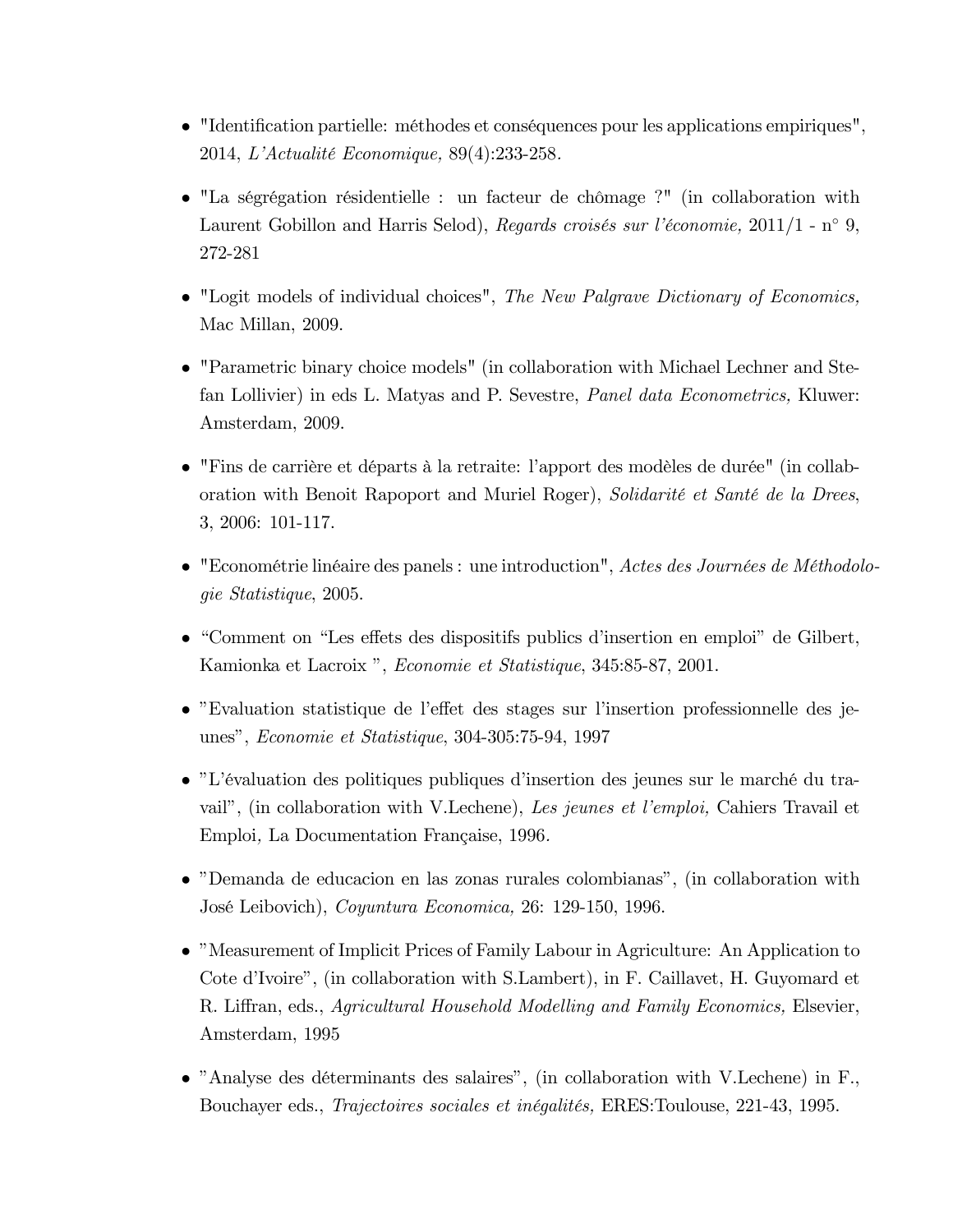- "Identification partielle: méthodes et conséquences pour les applications empiriques", 2014, *L'Actualité Economique,* 89(4):233-258.

- "La ségrégation résidentielle : un facteur de chômage ?" (in collaboration with Laurent Gobillon and Harris Selod), *Regards croisés sur l'économie,* 2011/1 - n° 9, 272-281

- "Logit models of individual choices", *The New Palgrave Dictionary of Economics,* Mac Millan, 2009.

- "Parametric binary choice models" (in collaboration with Michael Lechner and Stefan Lollivier) in eds L. Matyas and P. Sevestre, *Panel data Econometrics,* Kluwer: Amsterdam, 2009.

- "Fins de carrière et départs à la retraite: l'apport des modèles de durée" (in collaboration with Benoit Rapoport and Muriel Roger), *Solidarité et Santé de la Drees*, 3, 2006: 101-117.

- "Econométrie linéaire des panels : une introduction", *Actes des Journées de Méthodologie Statistique*, 2005.

- "Comment on "Les effets des dispositifs publics d'insertion en emploi" de Gilbert, Kamionka et Lacroix ", *Economie et Statistique*, 345:85-87, 2001.

- "Evaluation statistique de l'effet des stages sur l'insertion professionnelle des jeunes", *Economie et Statistique*, 304-305:75-94, 1997

- "L'évaluation des politiques publiques d'insertion des jeunes sur le marché du travail", (in collaboration with V.Lechene), *Les jeunes et l'emploi,* Cahiers Travail et Emploi*,* La Documentation Française, 1996.

- "Demanda de educacion en las zonas rurales colombianas", (in collaboration with José Leibovich), *Coyuntura Economica,* 26: 129-150, 1996.

- "Measurement of Implicit Prices of Family Labour in Agriculture: An Application to Cote d'Ivoire", (in collaboration with S.Lambert), in F. Caillavet, H. Guyomard et R. Liffran, eds., *Agricultural Household Modelling and Family Economics,* Elsevier, Amsterdam, 1995

- "Analyse des déterminants des salaires", (in collaboration with V.Lechene) in F., Bouchayer eds., *Trajectoires sociales et inégalités,* ERES:Toulouse, 221-43, 1995.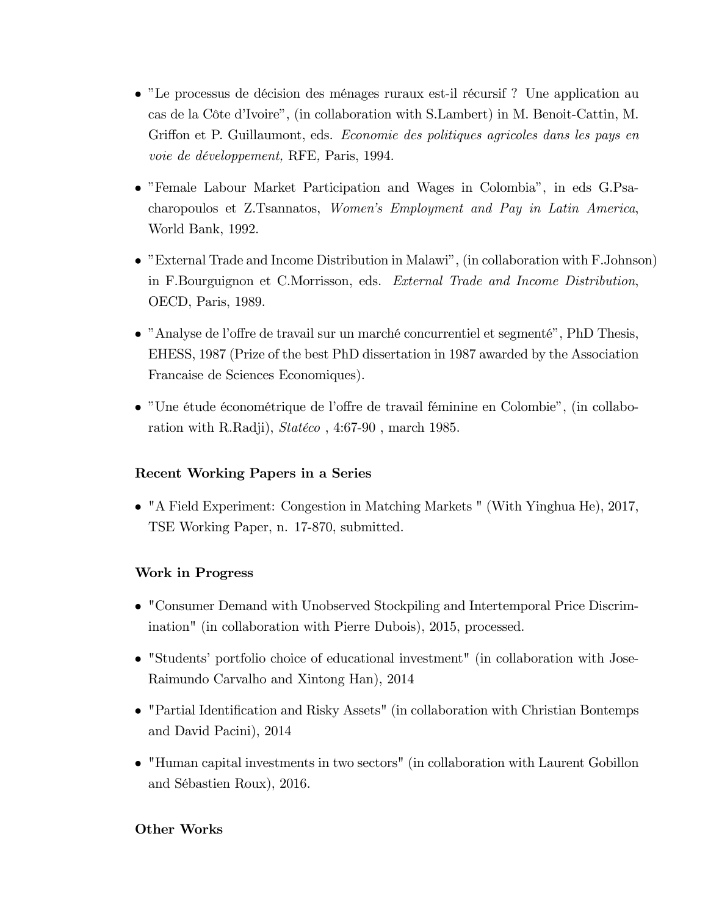- ”Le processus de décision des ménages ruraux est-il récursif ? Une application au cas de la Côte d’Ivoire”, (in collaboration with S.Lambert) in M. Benoit-Cattin, M. Griffon et P. Guillaumont, eds. *Economie des politiques agricoles dans les pays en voie de développement,* RFE, Paris, 1994.

- ”Female Labour Market Participation and Wages in Colombia”, in eds G.Psacharopoulos et Z.Tsannatos, *Women’s Employment and Pay in Latin America*, World Bank, 1992.

- ”External Trade and Income Distribution in Malawi”, (in collaboration with F.Johnson) in F.Bourguignon et C.Morrisson, eds. *External Trade and Income Distribution*, OECD, Paris, 1989.

- ”Analyse de l’offre de travail sur un marché concurrentiel et segmenté”, PhD Thesis, EHESS, 1987 (Prize of the best PhD dissertation in 1987 awarded by the Association Francaise de Sciences Economiques).

- ”Une étude économétrique de l’offre de travail féminine en Colombie”, (in collaboration with R.Radji), *Statéco* , 4:67-90 , march 1985.

**Recent Working Papers in a Series**

- "A Field Experiment: Congestion in Matching Markets " (With Yinghua He), 2017, TSE Working Paper, n. 17-870, submitted.

**Work in Progress**

- "Consumer Demand with Unobserved Stockpiling and Intertemporal Price Discrimination" (in collaboration with Pierre Dubois), 2015, processed.

- "Students’ portfolio choice of educational investment" (in collaboration with Jose-Raimundo Carvalho and Xintong Han), 2014

- "Partial Identification and Risky Assets" (in collaboration with Christian Bontemps and David Pacini), 2014

- "Human capital investments in two sectors" (in collaboration with Laurent Gobillon and Sébastien Roux), 2016.

**Other Works**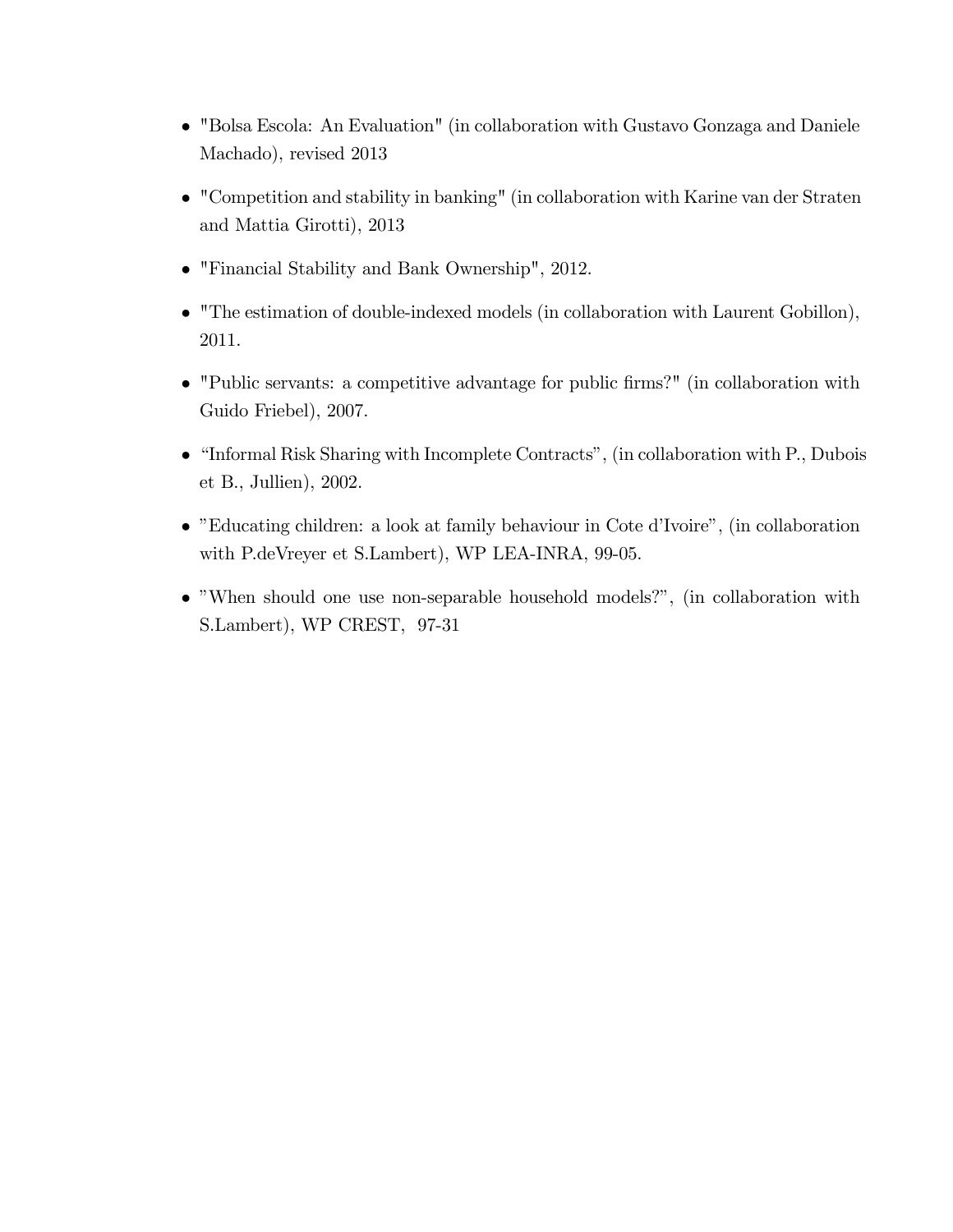- "Bolsa Escola: An Evaluation" (in collaboration with Gustavo Gonzaga and Daniele Machado), revised 2013

- "Competition and stability in banking" (in collaboration with Karine van der Straten and Mattia Girotti), 2013

- "Financial Stability and Bank Ownership", 2012.

- "The estimation of double-indexed models (in collaboration with Laurent Gobillon), 2011.

- "Public servants: a competitive advantage for public firms?" (in collaboration with Guido Friebel), 2007.

- "Informal Risk Sharing with Incomplete Contracts", (in collaboration with P., Dubois et B., Jullien), 2002.

- "Educating children: a look at family behaviour in Cote d'Ivoire", (in collaboration with P.deVreyer et S.Lambert), WP LEA-INRA, 99-05.

- "When should one use non-separable household models?", (in collaboration with S.Lambert), WP CREST, 97-31